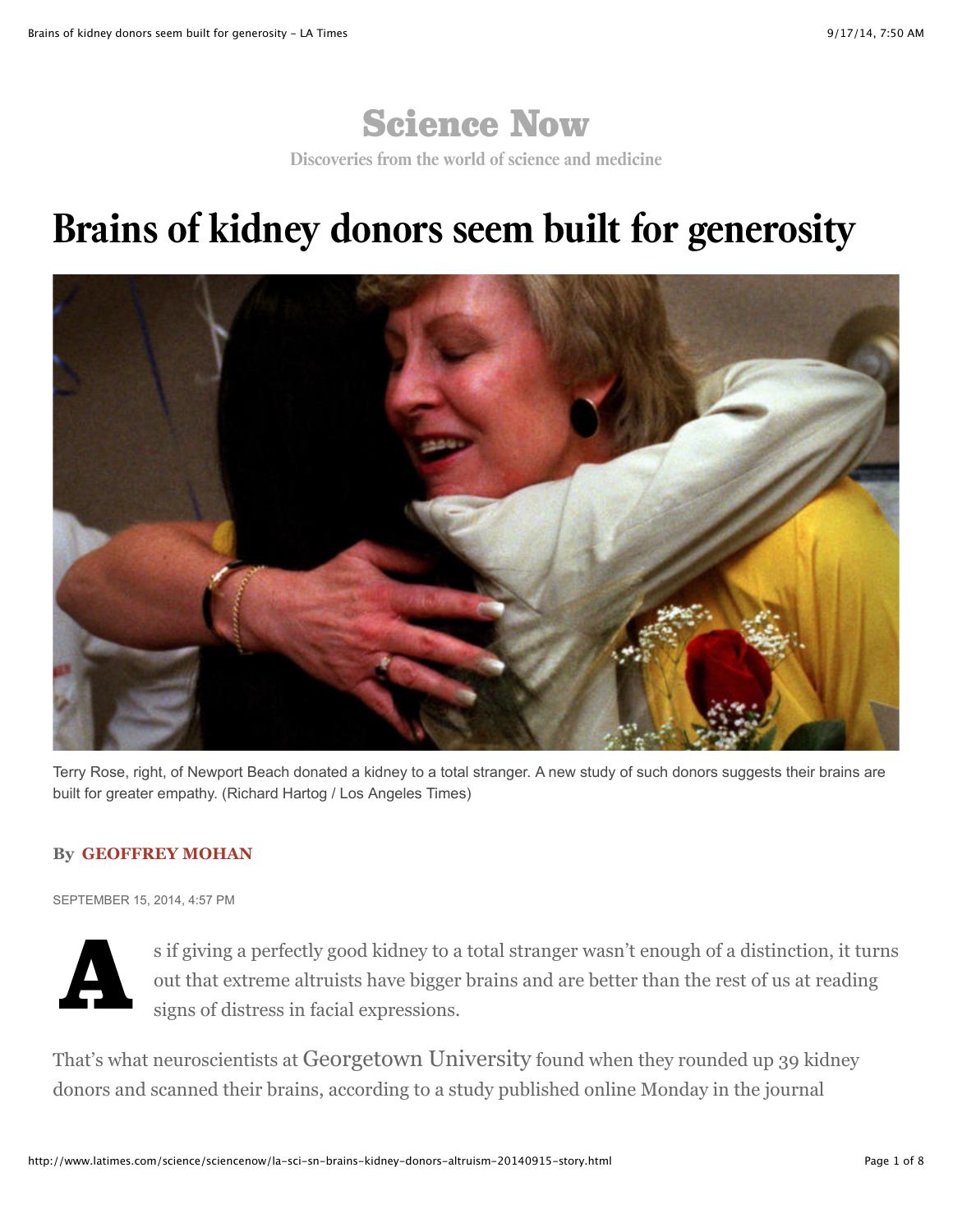# Science Now

Discoveries from the world of science and medicine

# Brains of kidney donors seem built for generosity

Terry Rose, right, of Newport Beach donated a kidney to a total stranger. A new study of such donors suggests their brains are built for greater empathy. (Richard Hartog / Los Angeles Times)

By **GEOFFREY MOHAN**

SEPTEMBER 15, 2014, 4:57 PM

As if giving a perfectly good kidney to a total stranger wasn't enough of a distinction, it turns out that extreme altruists have bigger brains and are better than the rest of us at reading signs of distress in facial expressions.

That's what neuroscientists at Georgetown University found when they rounded up 39 kidney donors and scanned their brains, according to a study published online Monday in the journal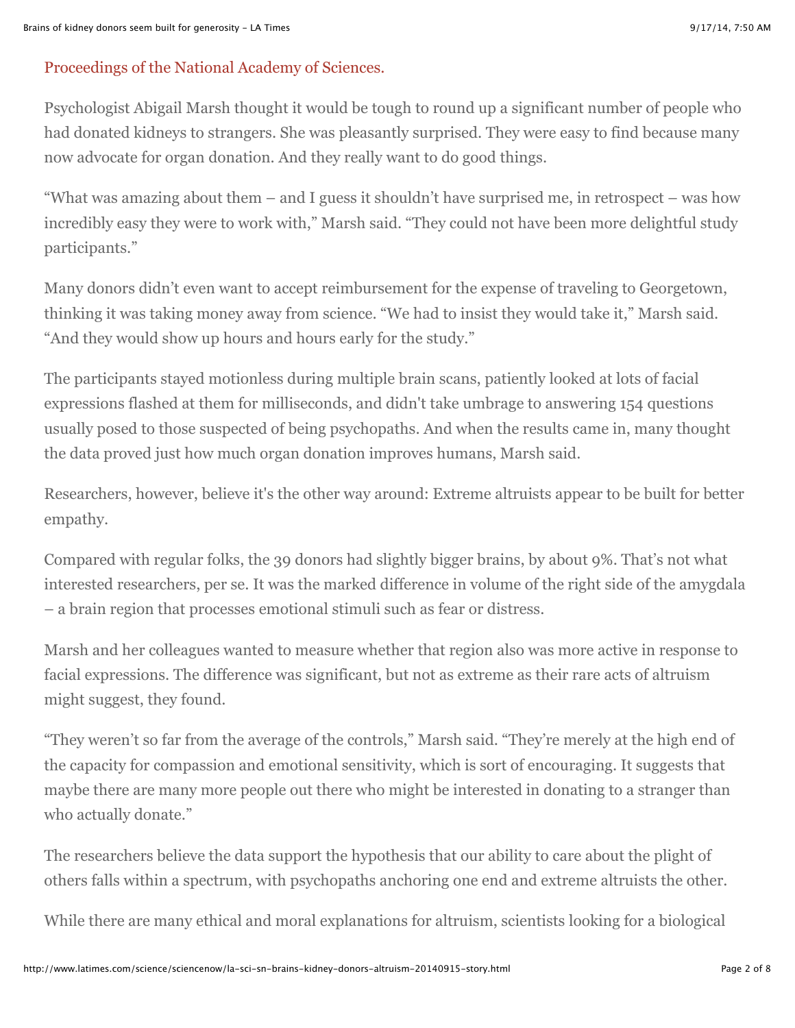Proceedings of the National Academy of Sciences.

Psychologist Abigail Marsh thought it would be tough to round up a significant number of people who had donated kidneys to strangers. She was pleasantly surprised. They were easy to find because many now advocate for organ donation. And they really want to do good things.

"What was amazing about them – and I guess it shouldn't have surprised me, in retrospect – was how incredibly easy they were to work with," Marsh said. "They could not have been more delightful study participants."

Many donors didn't even want to accept reimbursement for the expense of traveling to Georgetown, thinking it was taking money away from science. "We had to insist they would take it," Marsh said. "And they would show up hours and hours early for the study."

The participants stayed motionless during multiple brain scans, patiently looked at lots of facial expressions flashed at them for milliseconds, and didn't take umbrage to answering 154 questions usually posed to those suspected of being psychopaths. And when the results came in, many thought the data proved just how much organ donation improves humans, Marsh said.

Researchers, however, believe it's the other way around: Extreme altruists appear to be built for better empathy.

Compared with regular folks, the 39 donors had slightly bigger brains, by about 9%. That's not what interested researchers, per se. It was the marked difference in volume of the right side of the amygdala – a brain region that processes emotional stimuli such as fear or distress.

Marsh and her colleagues wanted to measure whether that region also was more active in response to facial expressions. The difference was significant, but not as extreme as their rare acts of altruism might suggest, they found.

"They weren't so far from the average of the controls," Marsh said. "They're merely at the high end of the capacity for compassion and emotional sensitivity, which is sort of encouraging. It suggests that maybe there are many more people out there who might be interested in donating to a stranger than who actually donate."

The researchers believe the data support the hypothesis that our ability to care about the plight of others falls within a spectrum, with psychopaths anchoring one end and extreme altruists the other.

While there are many ethical and moral explanations for altruism, scientists looking for a biological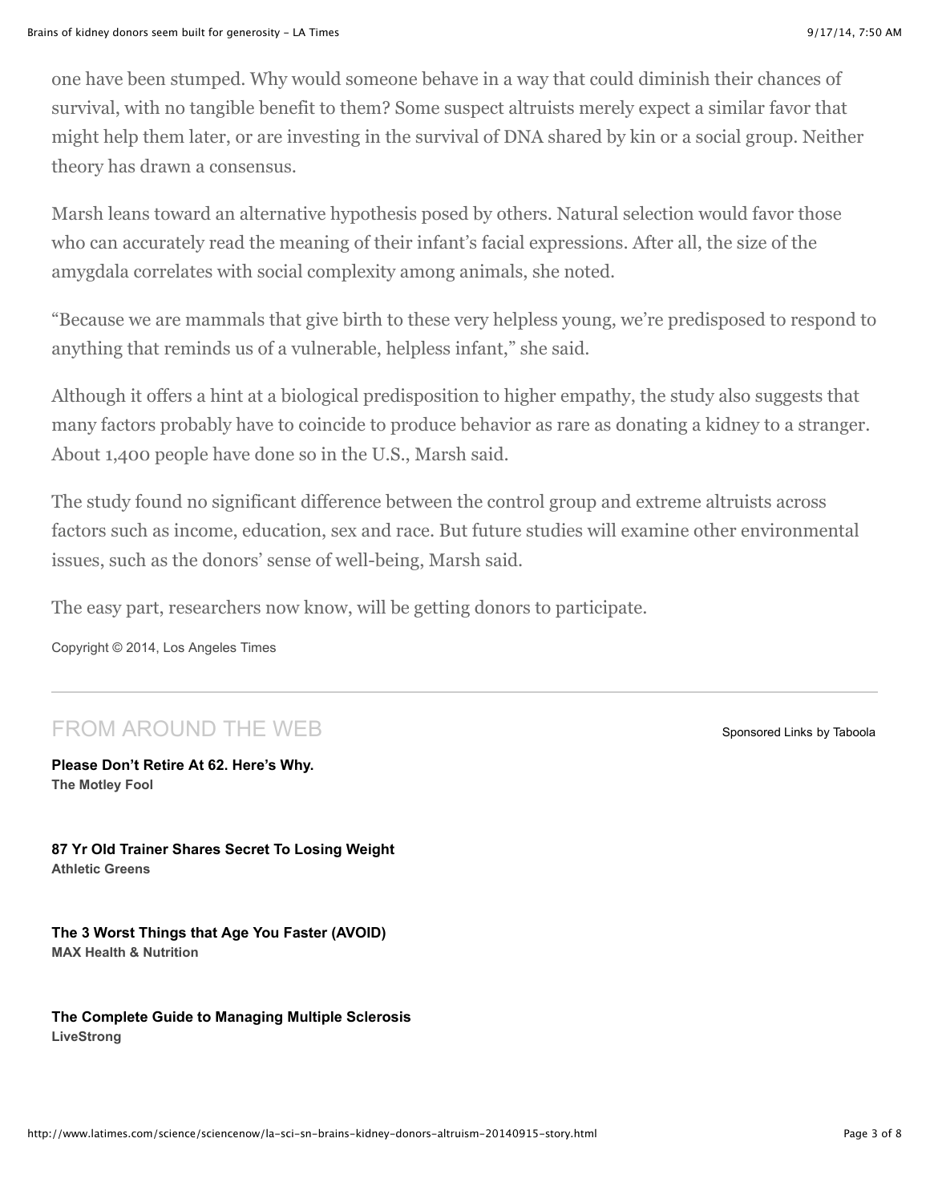one have been stumped. Why would someone behave in a way that could diminish their chances of survival, with no tangible benefit to them? Some suspect altruists merely expect a similar favor that might help them later, or are investing in the survival of DNA shared by kin or a social group. Neither theory has drawn a consensus.

Marsh leans toward an alternative hypothesis posed by others. Natural selection would favor those who can accurately read the meaning of their infant's facial expressions. After all, the size of the amygdala correlates with social complexity among animals, she noted.

"Because we are mammals that give birth to these very helpless young, we're predisposed to respond to anything that reminds us of a vulnerable, helpless infant," she said.

Although it offers a hint at a biological predisposition to higher empathy, the study also suggests that many factors probably have to coincide to produce behavior as rare as donating a kidney to a stranger. About 1,400 people have done so in the U.S., Marsh said.

The study found no significant difference between the control group and extreme altruists across factors such as income, education, sex and race. But future studies will examine other environmental issues, such as the donors' sense of well-being, Marsh said.

The easy part, researchers now know, will be getting donors to participate.

Copyright © 2014, Los Angeles Times

---

## FROM AROUND THE WEB

Sponsored Links by Taboola

**Please Don't Retire At 62. Here's Why.**
**The Motley Fool**

**87 Yr Old Trainer Shares Secret To Losing Weight**
**Athletic Greens**

**The 3 Worst Things that Age You Faster (AVOID)**
**MAX Health & Nutrition**

**The Complete Guide to Managing Multiple Sclerosis**
**LiveStrong**